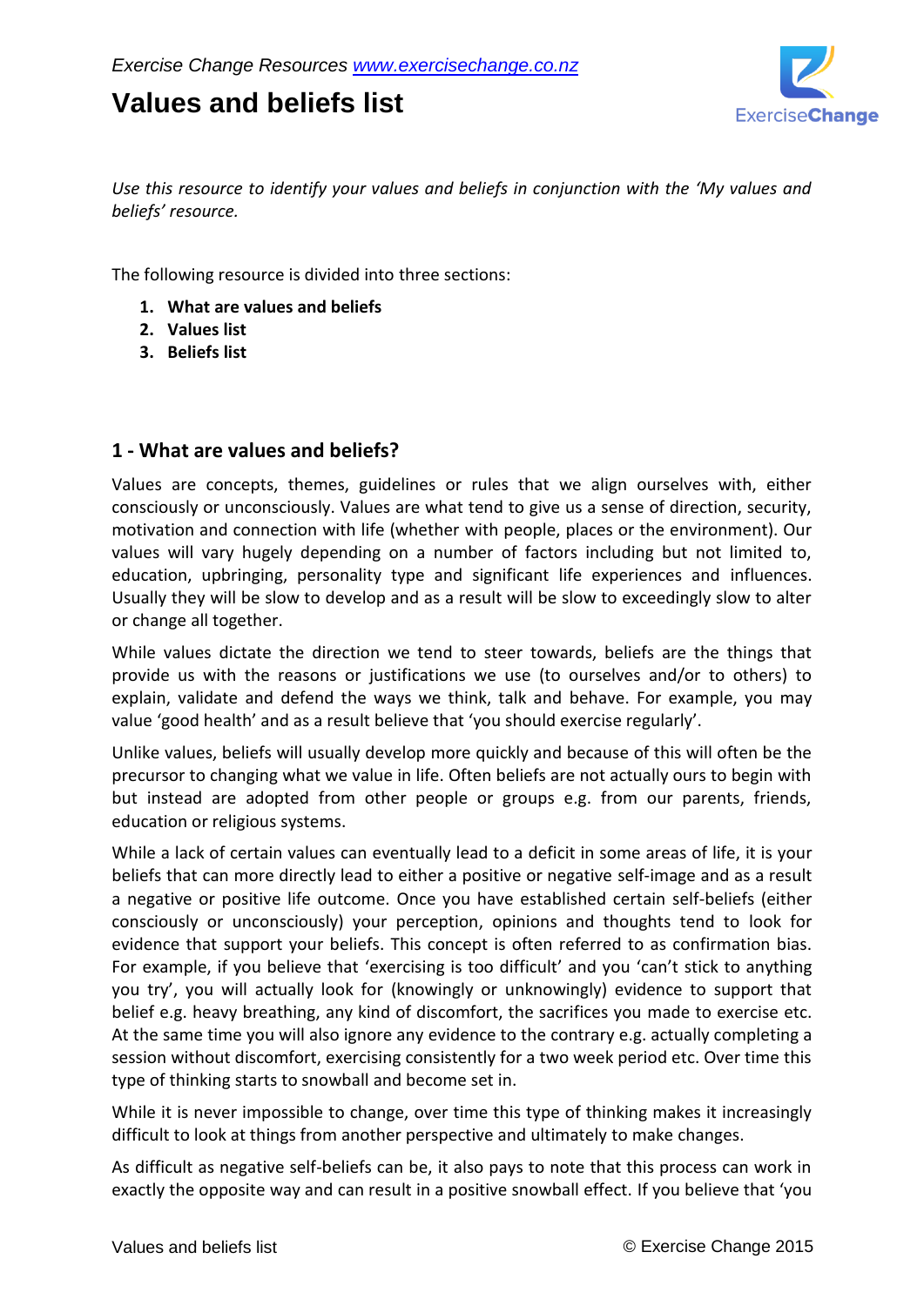*Exercise Change Resources [www.exercisechange.co.nz](http://www.exercisechange.co.nz)*

# Values and beliefs list

*Use this resource to identify your values and beliefs in conjunction with the 'My values and beliefs' resource.*

The following resource is divided into three sections:

1. **What are values and beliefs**
2. **Values list**
3. **Beliefs list**

## 1 - What are values and beliefs?

Values are concepts, themes, guidelines or rules that we align ourselves with, either consciously or unconsciously. Values are what tend to give us a sense of direction, security, motivation and connection with life (whether with people, places or the environment). Our values will vary hugely depending on a number of factors including but not limited to, education, upbringing, personality type and significant life experiences and influences. Usually they will be slow to develop and as a result will be slow to exceedingly slow to alter or change all together.

While values dictate the direction we tend to steer towards, beliefs are the things that provide us with the reasons or justifications we use (to ourselves and/or to others) to explain, validate and defend the ways we think, talk and behave. For example, you may value 'good health' and as a result believe that 'you should exercise regularly'.

Unlike values, beliefs will usually develop more quickly and because of this will often be the precursor to changing what we value in life. Often beliefs are not actually ours to begin with but instead are adopted from other people or groups e.g. from our parents, friends, education or religious systems.

While a lack of certain values can eventually lead to a deficit in some areas of life, it is your beliefs that can more directly lead to either a positive or negative self-image and as a result a negative or positive life outcome. Once you have established certain self-beliefs (either consciously or unconsciously) your perception, opinions and thoughts tend to look for evidence that support your beliefs. This concept is often referred to as confirmation bias. For example, if you believe that 'exercising is too difficult' and you 'can't stick to anything you try', you will actually look for (knowingly or unknowingly) evidence to support that belief e.g. heavy breathing, any kind of discomfort, the sacrifices you made to exercise etc. At the same time you will also ignore any evidence to the contrary e.g. actually completing a session without discomfort, exercising consistently for a two week period etc. Over time this type of thinking starts to snowball and become set in.

While it is never impossible to change, over time this type of thinking makes it increasingly difficult to look at things from another perspective and ultimately to make changes.

As difficult as negative self-beliefs can be, it also pays to note that this process can work in exactly the opposite way and can result in a positive snowball effect. If you believe that 'you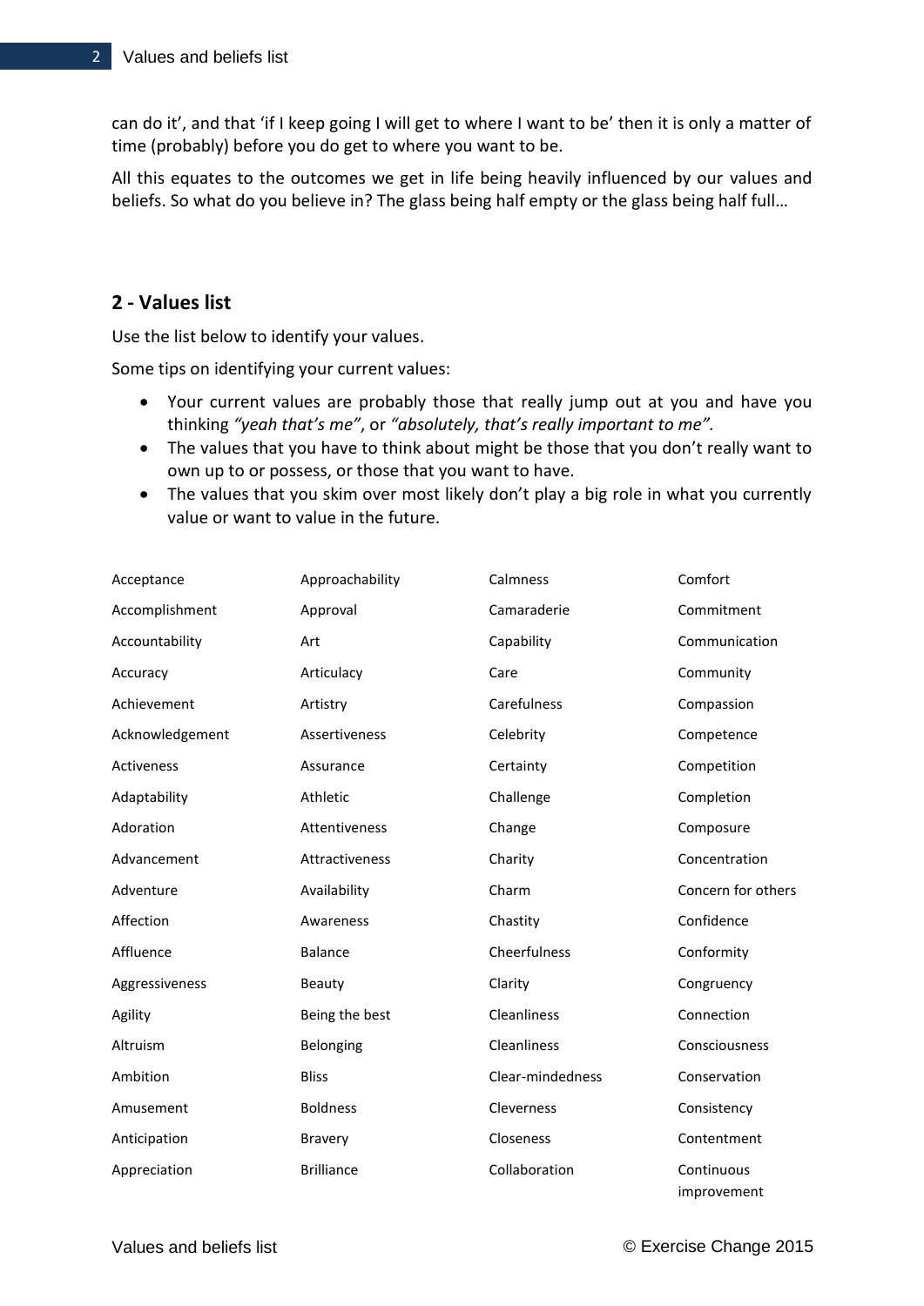can do it', and that 'if I keep going I will get to where I want to be' then it is only a matter of time (probably) before you do get to where you want to be.

All this equates to the outcomes we get in life being heavily influenced by our values and beliefs. So what do you believe in? The glass being half empty or the glass being half full…

## 2 - Values list

Use the list below to identify your values.

Some tips on identifying your current values:

- Your current values are probably those that really jump out at you and have you thinking *"yeah that's me"*, or *"absolutely, that's really important to me"*.
- The values that you have to think about might be those that you don't really want to own up to or possess, or those that you want to have.
- The values that you skim over most likely don't play a big role in what you currently value or want to value in the future.

| | | | |
|---|---|---|---|
| Acceptance | Approachability | Calmness | Comfort |
| Accomplishment | Approval | Camaraderie | Commitment |
| Accountability | Art | Capability | Communication |
| Accuracy | Articulacy | Care | Community |
| Achievement | Artistry | Carefulness | Compassion |
| Acknowledgement | Assertiveness | Celebrity | Competence |
| Activeness | Assurance | Certainty | Competition |
| Adaptability | Athletic | Challenge | Completion |
| Adoration | Attentiveness | Change | Composure |
| Advancement | Attractiveness | Charity | Concentration |
| Adventure | Availability | Charm | Concern for others |
| Affection | Awareness | Chastity | Confidence |
| Affluence | Balance | Cheerfulness | Conformity |
| Aggressiveness | Beauty | Clarity | Congruency |
| Agility | Being the best | Cleanliness | Connection |
| Altruism | Belonging | Cleanliness | Consciousness |
| Ambition | Bliss | Clear-mindedness | Conservation |
| Amusement | Boldness | Cleverness | Consistency |
| Anticipation | Bravery | Closeness | Contentment |
| Appreciation | Brilliance | Collaboration | Continuous improvement |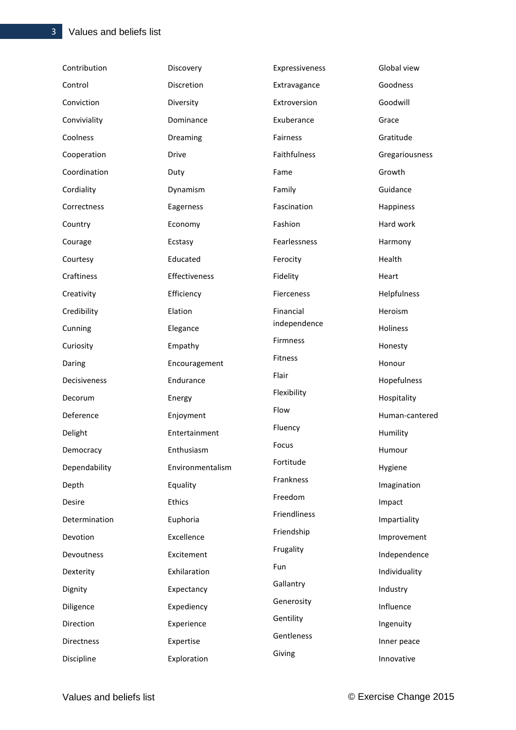# Values and beliefs list

- Contribution
- Control
- Conviction
- Conviviality
- Coolness
- Cooperation
- Coordination
- Cordiality
- Correctness
- Country
- Courage
- Courtesy
- Craftiness
- Creativity
- Credibility
- Cunning
- Curiosity
- Daring
- Decisiveness
- Decorum
- Deference
- Delight
- Democracy
- Dependability
- Depth
- Desire
- Determination
- Devotion
- Devoutness
- Dexterity
- Dignity
- Diligence
- Direction
- Directness
- Discipline
- Discovery
- Discretion
- Diversity
- Dominance
- Dreaming
- Drive
- Duty
- Dynamism
- Eagerness
- Economy
- Ecstasy
- Educated
- Effectiveness
- Efficiency
- Elation
- Elegance
- Empathy
- Encouragement
- Endurance
- Energy
- Enjoyment
- Entertainment
- Enthusiasm
- Environmentalism
- Equality
- Ethics
- Euphoria
- Excellence
- Excitement
- Exhilaration
- Expectancy
- Expediency
- Experience
- Expertise
- Exploration
- Expressiveness
- Extravagance
- Extroversion
- Exuberance
- Fairness
- Faithfulness
- Fame
- Family
- Fascination
- Fashion
- Fearlessness
- Ferocity
- Fidelity
- Fierceness
- Financial independence
- Firmness
- Fitness
- Flair
- Flexibility
- Flow
- Fluency
- Focus
- Fortitude
- Frankness
- Freedom
- Friendliness
- Friendship
- Frugality
- Fun
- Gallantry
- Generosity
- Gentility
- Gentleness
- Giving
- Global view
- Goodness
- Goodwill
- Grace
- Gratitude
- Gregariousness
- Growth
- Guidance
- Happiness
- Hard work
- Harmony
- Health
- Heart
- Helpfulness
- Heroism
- Holiness
- Honesty
- Honour
- Hopefulness
- Hospitality
- Human-cantered
- Humility
- Humour
- Hygiene
- Imagination
- Impact
- Impartiality
- Improvement
- Independence
- Individuality
- Industry
- Influence
- Ingenuity
- Inner peace
- Innovative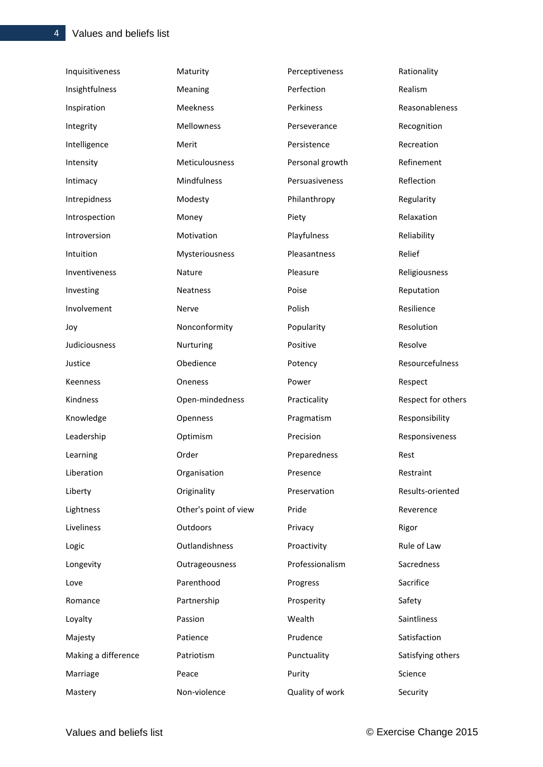Inquisitiveness
Insightfulness
Inspiration
Integrity
Intelligence
Intensity
Intimacy
Intrepidness
Introspection
Introversion
Intuition
Inventiveness
Investing
Involvement
Joy
Judiciousness
Justice
Keenness
Kindness
Knowledge
Leadership
Learning
Liberation
Liberty
Lightness
Liveliness
Logic
Longevity
Love
Romance
Loyalty
Majesty
Making a difference
Marriage
Mastery

Maturity
Meaning
Meekness
Mellowness
Merit
Meticulousness
Mindfulness
Modesty
Money
Motivation
Mysteriousness
Nature
Neatness
Nerve
Nonconformity
Nurturing
Obedience
Oneness
Open-mindedness
Openness
Optimism
Order
Organisation
Originality
Other's point of view
Outdoors
Outlandishness
Outrageousness
Parenthood
Partnership
Passion
Patience
Patriotism
Peace
Non-violence

Perceptiveness
Perfection
Perkiness
Perseverance
Persistence
Personal growth
Persuasiveness
Philanthropy
Piety
Playfulness
Pleasantness
Pleasure
Poise
Polish
Popularity
Positive
Potency
Power
Practicality
Pragmatism
Precision
Preparedness
Presence
Preservation
Pride
Privacy
Proactivity
Professionalism
Progress
Prosperity
Wealth
Prudence
Punctuality
Purity
Quality of work

Rationality
Realism
Reasonableness
Recognition
Recreation
Refinement
Reflection
Regularity
Relaxation
Reliability
Relief
Religiousness
Reputation
Resilience
Resolution
Resolve
Resourcefulness
Respect
Respect for others
Responsibility
Responsiveness
Rest
Restraint
Results-oriented
Reverence
Rigor
Rule of Law
Sacredness
Sacrifice
Safety
Saintliness
Satisfaction
Satisfying others
Science
Security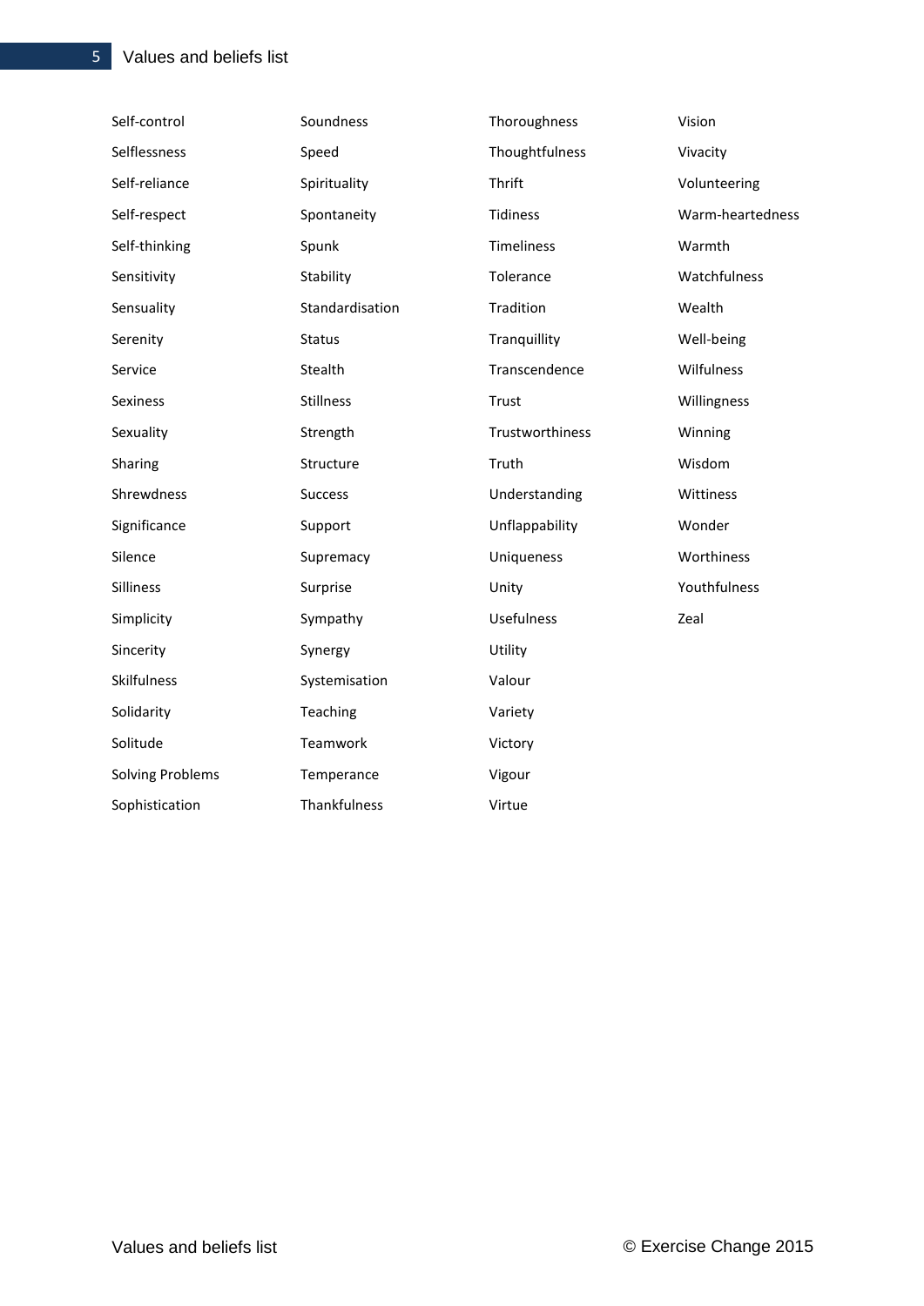Self-control
Selflessness
Self-reliance
Self-respect
Self-thinking
Sensitivity
Sensuality
Serenity
Service
Sexiness
Sexuality
Sharing
Shrewdness
Significance
Silence
Silliness
Simplicity
Sincerity
Skilfulness
Solidarity
Solitude
Solving Problems
Sophistication
Soundness
Speed
Spirituality
Spontaneity
Spunk
Stability
Standardisation
Status
Stealth
Stillness
Strength
Structure
Success
Support
Supremacy
Surprise
Sympathy
Synergy
Systemisation
Teaching
Teamwork
Temperance
Thankfulness
Thoroughness
Thoughtfulness
Thrift
Tidiness
Timeliness
Tolerance
Tradition
Tranquillity
Transcendence
Trust
Trustworthiness
Truth
Understanding
Unflappability
Uniqueness
Unity
Usefulness
Utility
Valour
Variety
Victory
Vigour
Virtue
Vision
Vivacity
Volunteering
Warm-heartedness
Warmth
Watchfulness
Wealth
Well-being
Wilfulness
Willingness
Winning
Wisdom
Wittiness
Wonder
Worthiness
Youthfulness
Zeal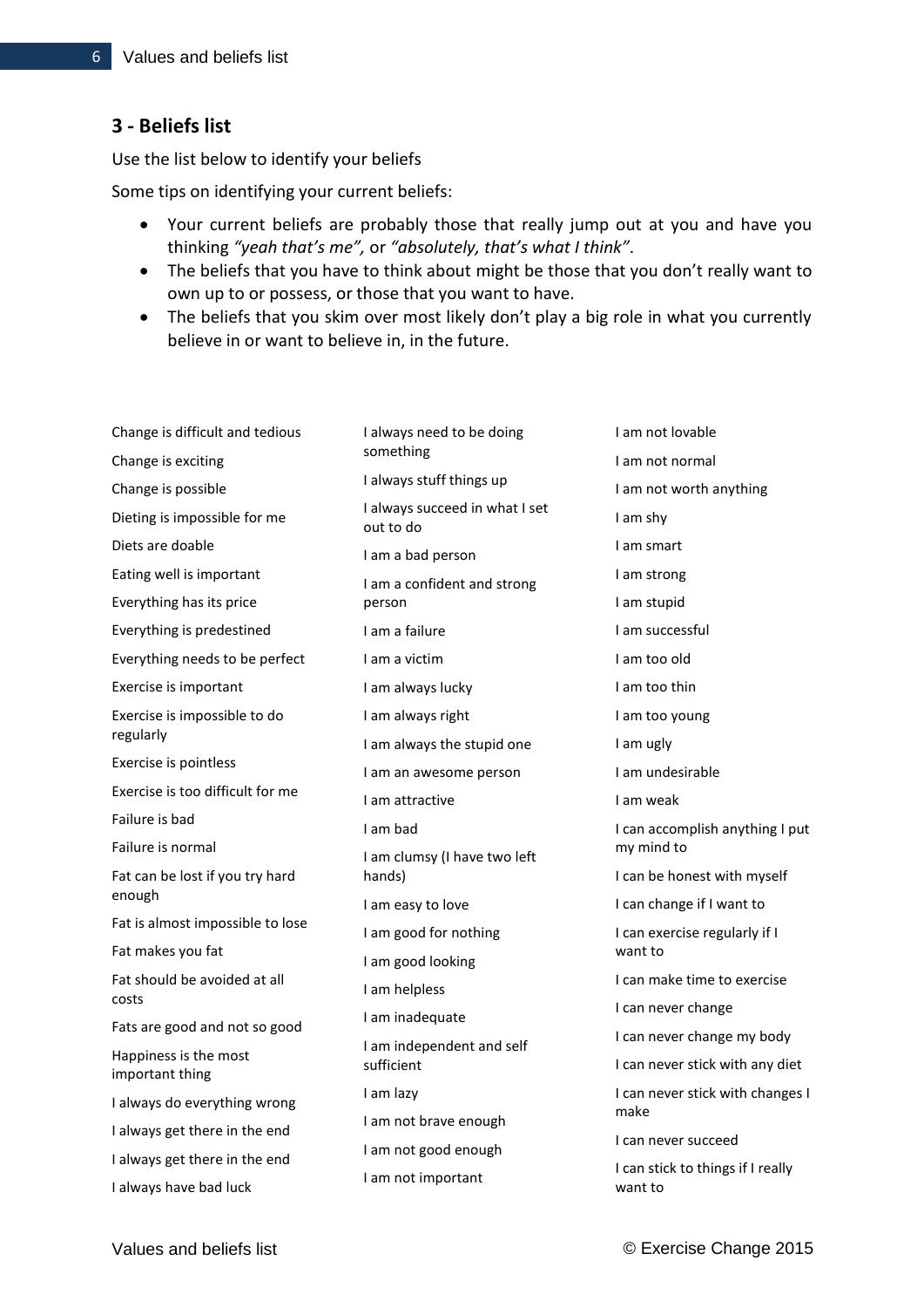## 3 - Beliefs list

Use the list below to identify your beliefs

Some tips on identifying your current beliefs:

- Your current beliefs are probably those that really jump out at you and have you thinking *"yeah that's me",* or *"absolutely, that's what I think"*.
- The beliefs that you have to think about might be those that you don't really want to own up to or possess, or those that you want to have.
- The beliefs that you skim over most likely don't play a big role in what you currently believe in or want to believe in, in the future.

Change is difficult and tedious

Change is exciting

Change is possible

Dieting is impossible for me

Diets are doable

Eating well is important

Everything has its price

Everything is predestined

Everything needs to be perfect

Exercise is important

Exercise is impossible to do regularly

Exercise is pointless

Exercise is too difficult for me

Failure is bad

Failure is normal

Fat can be lost if you try hard enough

Fat is almost impossible to lose

Fat makes you fat

Fat should be avoided at all costs

Fats are good and not so good

Happiness is the most important thing

I always do everything wrong

I always get there in the end

I always get there in the end

I always have bad luck

I always need to be doing something

I always stuff things up

I always succeed in what I set out to do

I am a bad person

I am a confident and strong person

I am a failure

I am a victim

I am always lucky

I am always right

I am always the stupid one

I am an awesome person

I am attractive

I am bad

I am clumsy (I have two left hands)

I am easy to love

I am good for nothing

I am good looking

I am helpless

I am inadequate

I am independent and self sufficient

I am lazy

I am not brave enough

I am not good enough

I am not important

I am not lovable

I am not normal

I am not worth anything

I am shy

I am smart

I am strong

I am stupid

I am successful

I am too old

I am too thin

I am too young

I am ugly

I am undesirable

I am weak

I can accomplish anything I put my mind to

I can be honest with myself

I can change if I want to

I can exercise regularly if I want to

I can make time to exercise

I can never change

I can never change my body

I can never stick with any diet

I can never stick with changes I make

I can never succeed

I can stick to things if I really want to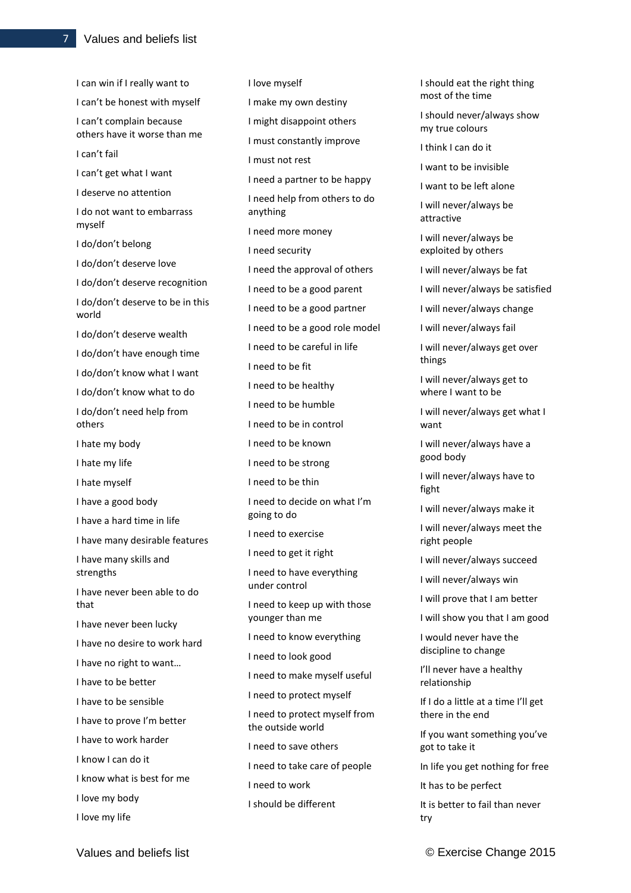# Values and beliefs list

I can win if I really want to

I can't be honest with myself

I can't complain because others have it worse than me

I can't fail

I can't get what I want

I deserve no attention

I do not want to embarrass myself

I do/don't belong

I do/don't deserve love

I do/don't deserve recognition

I do/don't deserve to be in this world

I do/don't deserve wealth

I do/don't have enough time

I do/don't know what I want

I do/don't know what to do

I do/don't need help from others

I hate my body

I hate my life

I hate myself

I have a good body

I have a hard time in life

I have many desirable features

I have many skills and strengths

I have never been able to do that

I have never been lucky

I have no desire to work hard

I have no right to want…

I have to be better

I have to be sensible

I have to prove I'm better

I have to work harder

I know I can do it

I know what is best for me

I love my body

I love my life

I love myself

I make my own destiny

I might disappoint others

I must constantly improve

I must not rest

I need a partner to be happy

I need help from others to do anything

I need more money

I need security

I need the approval of others

I need to be a good parent

I need to be a good partner

I need to be a good role model

I need to be careful in life

I need to be fit

I need to be healthy

I need to be humble

I need to be in control

I need to be known

I need to be strong

I need to be thin

I need to decide on what I'm going to do

I need to exercise

I need to get it right

I need to have everything under control

I need to keep up with those younger than me

I need to know everything

I need to look good

I need to make myself useful

I need to protect myself

I need to protect myself from the outside world

I need to save others

I need to take care of people

I need to work

I should be different

I should eat the right thing most of the time

I should never/always show my true colours

I think I can do it

I want to be invisible

I want to be left alone

I will never/always be attractive

I will never/always be exploited by others

I will never/always be fat

I will never/always be satisfied

I will never/always change

I will never/always fail

I will never/always get over things

I will never/always get to where I want to be

I will never/always get what I want

I will never/always have a good body

I will never/always have to fight

I will never/always make it

I will never/always meet the right people

I will never/always succeed

I will never/always win

I will prove that I am better

I will show you that I am good

I would never have the discipline to change

I'll never have a healthy relationship

If I do a little at a time I'll get there in the end

If you want something you've got to take it

In life you get nothing for free

It has to be perfect

It is better to fail than never try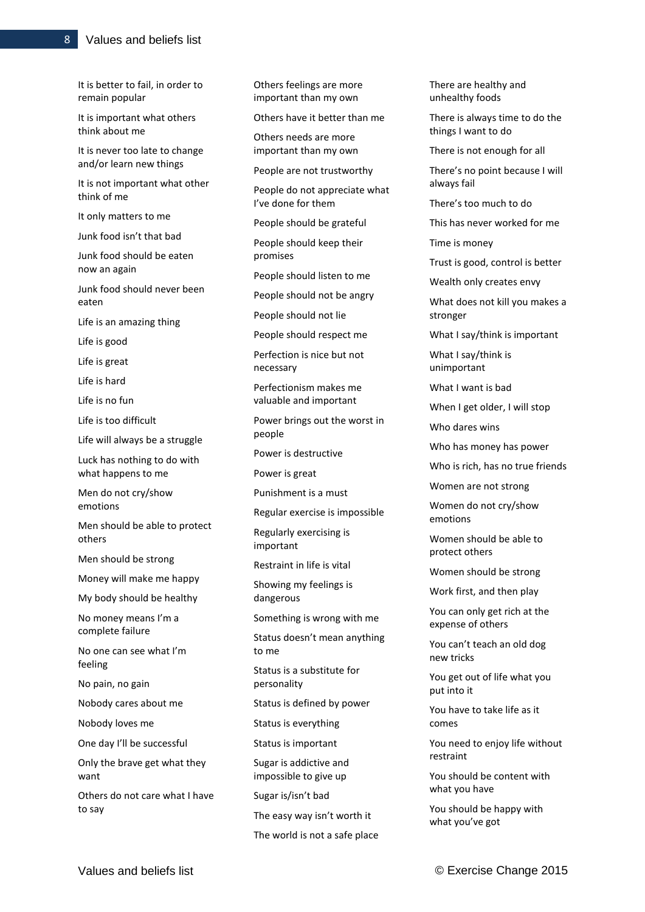It is better to fail, in order to remain popular

It is important what others think about me

It is never too late to change and/or learn new things

It is not important what other think of me

It only matters to me

Junk food isn't that bad

Junk food should be eaten now an again

Junk food should never been eaten

Life is an amazing thing

Life is good

Life is great

Life is hard

Life is no fun

Life is too difficult

Life will always be a struggle

Luck has nothing to do with what happens to me

Men do not cry/show emotions

Men should be able to protect others

Men should be strong

Money will make me happy

My body should be healthy

No money means I'm a complete failure

No one can see what I'm feeling

No pain, no gain

Nobody cares about me

Nobody loves me

One day I'll be successful

Only the brave get what they want

Others do not care what I have to say

Others feelings are more important than my own

Others have it better than me

Others needs are more important than my own

People are not trustworthy

People do not appreciate what I've done for them

People should be grateful

People should keep their promises

People should listen to me

People should not be angry

People should not lie

People should respect me

Perfection is nice but not necessary

Perfectionism makes me valuable and important

Power brings out the worst in people

Power is destructive

Power is great

Punishment is a must

Regular exercise is impossible

Regularly exercising is important

Restraint in life is vital

Showing my feelings is dangerous

Something is wrong with me

Status doesn't mean anything to me

Status is a substitute for personality

Status is defined by power

Status is everything

Status is important

Sugar is addictive and impossible to give up

Sugar is/isn't bad

The easy way isn't worth it

The world is not a safe place

There are healthy and unhealthy foods

There is always time to do the things I want to do

There is not enough for all

There's no point because I will always fail

There's too much to do

This has never worked for me

Time is money

Trust is good, control is better

Wealth only creates envy

What does not kill you makes a stronger

What I say/think is important

What I say/think is unimportant

What I want is bad

When I get older, I will stop

Who dares wins

Who has money has power

Who is rich, has no true friends

Women are not strong

Women do not cry/show emotions

Women should be able to protect others

Women should be strong

Work first, and then play

You can only get rich at the expense of others

You can't teach an old dog new tricks

You get out of life what you put into it

You have to take life as it comes

You need to enjoy life without restraint

You should be content with what you have

You should be happy with what you've got